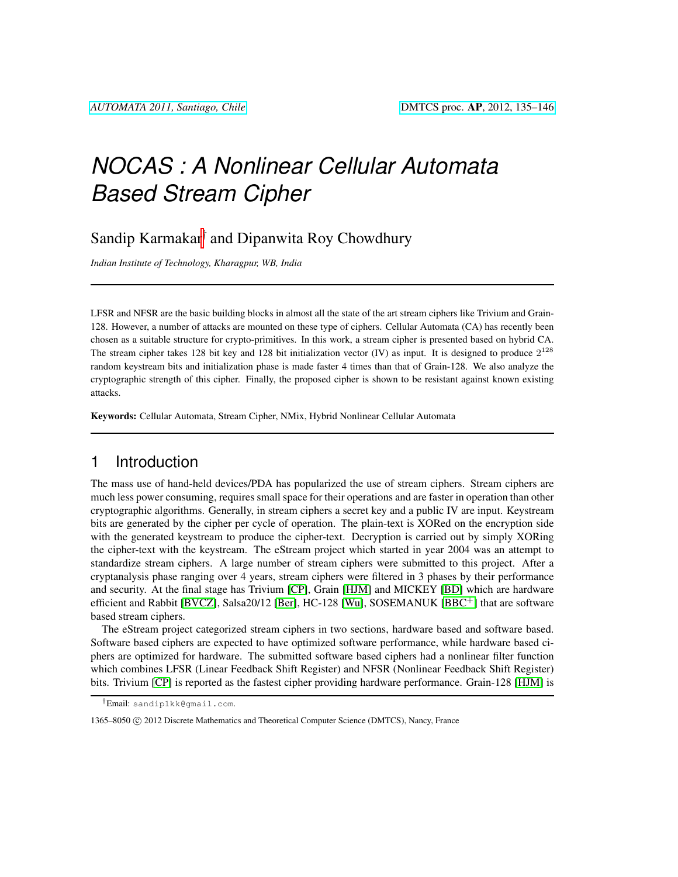# *NOCAS : A Nonlinear Cellular Automata Based Stream Cipher*

Sandip Karmakar[†] and Dipanwita Roy Chowdhury

*Indian Institute of Technology, Kharagpur, WB, India*

---

LFSR and NFSR are the basic building blocks in almost all the state of the art stream ciphers like Trivium and Grain-128. However, a number of attacks are mounted on these type of ciphers. Cellular Automata (CA) has recently been chosen as a suitable structure for crypto-primitives. In this work, a stream cipher is presented based on hybrid CA. The stream cipher takes 128 bit key and 128 bit initialization vector (IV) as input. It is designed to produce $2^{128}$ random keystream bits and initialization phase is made faster 4 times than that of Grain-128. We also analyze the cryptographic strength of this cipher. Finally, the proposed cipher is shown to be resistant against known existing attacks.

**Keywords:** Cellular Automata, Stream Cipher, NMix, Hybrid Nonlinear Cellular Automata

---

## 1 Introduction

The mass use of hand-held devices/PDA has popularized the use of stream ciphers. Stream ciphers are much less power consuming, requires small space for their operations and are faster in operation than other cryptographic algorithms. Generally, in stream ciphers a secret key and a public IV are input. Keystream bits are generated by the cipher per cycle of operation. The plain-text is XORed on the encryption side with the generated keystream to produce the cipher-text. Decryption is carried out by simply XORing the cipher-text with the keystream. The eStream project which started in year 2004 was an attempt to standardize stream ciphers. A large number of stream ciphers were submitted to this project. After a cryptanalysis phase ranging over 4 years, stream ciphers were filtered in 3 phases by their performance and security. At the final stage has Trivium [CP], Grain [HJM] and MICKEY [BD] which are hardware efficient and Rabbit [BVCZ], Salsa20/12 [Ber], HC-128 [Wu], SOSEMANUK [BBC+] that are software based stream ciphers.

The eStream project categorized stream ciphers in two sections, hardware based and software based. Software based ciphers are expected to have optimized software performance, while hardware based ciphers are optimized for hardware. The submitted software based ciphers had a nonlinear filter function which combines LFSR (Linear Feedback Shift Register) and NFSR (Nonlinear Feedback Shift Register) bits. Trivium [CP] is reported as the fastest cipher providing hardware performance. Grain-128 [HJM] is

---

[†]Email: sandip1kk@gmail.com.

1365–8050 © 2012 Discrete Mathematics and Theoretical Computer Science (DMTCS), Nancy, France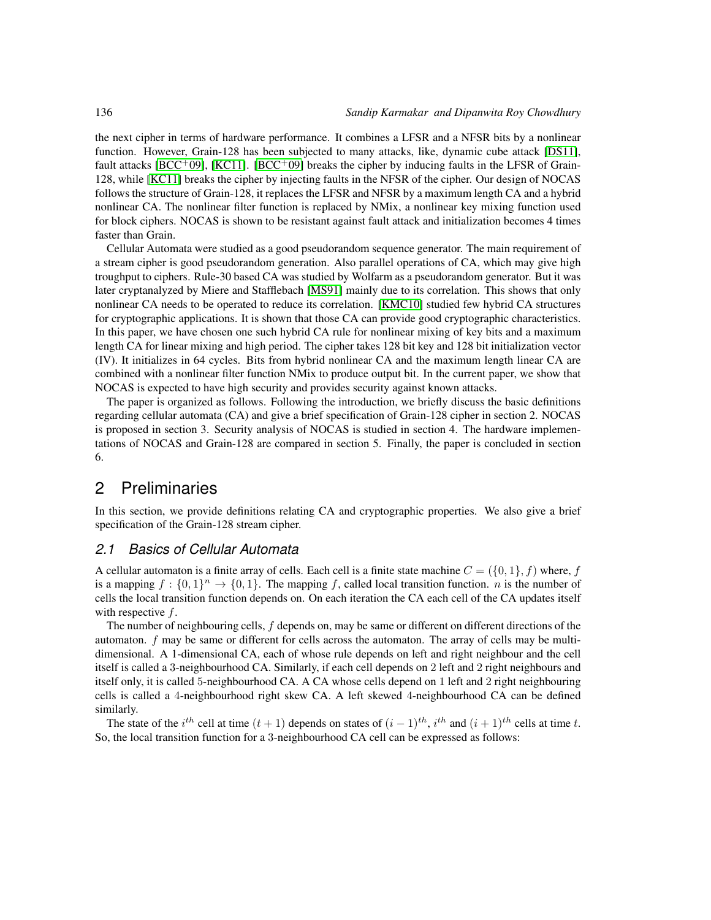the next cipher in terms of hardware performance. It combines a LFSR and a NFSR bits by a nonlinear function. However, Grain-128 has been subjected to many attacks, like, dynamic cube attack [DS11], fault attacks [BCC+09], [KC11]. [BCC+09] breaks the cipher by inducing faults in the LFSR of Grain-128, while [KC11] breaks the cipher by injecting faults in the NFSR of the cipher. Our design of NOCAS follows the structure of Grain-128, it replaces the LFSR and NFSR by a maximum length CA and a hybrid nonlinear CA. The nonlinear filter function is replaced by NMix, a nonlinear key mixing function used for block ciphers. NOCAS is shown to be resistant against fault attack and initialization becomes 4 times faster than Grain.

Cellular Automata were studied as a good pseudorandom sequence generator. The main requirement of a stream cipher is good pseudorandom generation. Also parallel operations of CA, which may give high troughput to ciphers. Rule-30 based CA was studied by Wolfarm as a pseudorandom generator. But it was later cryptanalyzed by Miere and Stafflebach [MS91] mainly due to its correlation. This shows that only nonlinear CA needs to be operated to reduce its correlation. [KMC10] studied few hybrid CA structures for cryptographic applications. It is shown that those CA can provide good cryptographic characteristics. In this paper, we have chosen one such hybrid CA rule for nonlinear mixing of key bits and a maximum length CA for linear mixing and high period. The cipher takes 128 bit key and 128 bit initialization vector (IV). It initializes in 64 cycles. Bits from hybrid nonlinear CA and the maximum length linear CA are combined with a nonlinear filter function NMix to produce output bit. In the current paper, we show that NOCAS is expected to have high security and provides security against known attacks.

The paper is organized as follows. Following the introduction, we briefly discuss the basic definitions regarding cellular automata (CA) and give a brief specification of Grain-128 cipher in section 2. NOCAS is proposed in section 3. Security analysis of NOCAS is studied in section 4. The hardware implementations of NOCAS and Grain-128 are compared in section 5. Finally, the paper is concluded in section 6.

## 2 Preliminaries

In this section, we provide definitions relating CA and cryptographic properties. We also give a brief specification of the Grain-128 stream cipher.

### 2.1 Basics of Cellular Automata

A cellular automaton is a finite array of cells. Each cell is a finite state machine $C = (\{0,1\}, f)$ where, $f$ is a mapping $f : \{0,1\}^n \rightarrow \{0,1\}$. The mapping $f$, called local transition function. $n$ is the number of cells the local transition function depends on. On each iteration the CA each cell of the CA updates itself with respective $f$.

The number of neighbouring cells, $f$ depends on, may be same or different on different directions of the automaton. $f$ may be same or different for cells across the automaton. The array of cells may be multi-dimensional. A 1-dimensional CA, each of whose rule depends on left and right neighbour and the cell itself is called a 3-neighbourhood CA. Similarly, if each cell depends on 2 left and 2 right neighbours and itself only, it is called 5-neighbourhood CA. A CA whose cells depend on 1 left and 2 right neighbouring cells is called a 4-neighbourhood right skew CA. A left skewed 4-neighbourhood CA can be defined similarly.

The state of the $i^{th}$ cell at time $(t+1)$ depends on states of $(i-1)^{th}$, $i^{th}$ and $(i+1)^{th}$ cells at time $t$. So, the local transition function for a 3-neighbourhood CA cell can be expressed as follows: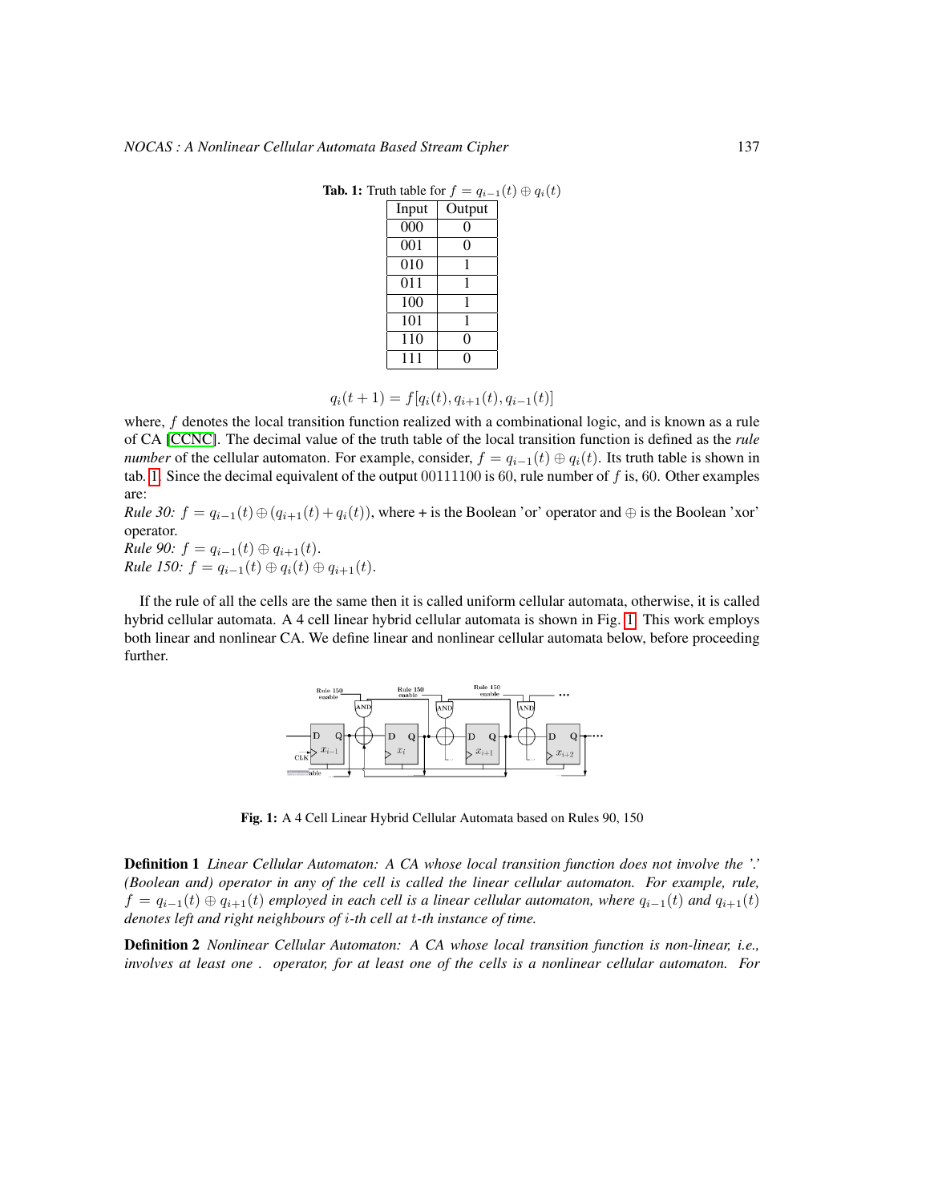**Tab. 1:** Truth table for $f = q_{i-1}(t) \oplus q_i(t)$

| Input | Output |
| --- | --- |
| 000 | 0 |
| 001 | 0 |
| 010 | 1 |
| 011 | 1 |
| 100 | 1 |
| 101 | 1 |
| 110 | 0 |
| 111 | 0 |

$$q_i(t+1) = f[q_i(t), q_{i+1}(t), q_{i-1}(t)]$$

where, $f$ denotes the local transition function realized with a combinational logic, and is known as a rule of CA [CCNC]. The decimal value of the truth table of the local transition function is defined as the *rule number* of the cellular automaton. For example, consider, $f = q_{i-1}(t) \oplus q_i(t)$. Its truth table is shown in tab. 1. Since the decimal equivalent of the output $00111100$ is 60, rule number of $f$ is, 60. Other examples are:

*Rule 30:* $f = q_{i-1}(t) \oplus (q_{i+1}(t) + q_i(t))$, where + is the Boolean 'or' operator and $\oplus$ is the Boolean 'xor' operator.

*Rule 90:* $f = q_{i-1}(t) \oplus q_{i+1}(t)$.

*Rule 150:* $f = q_{i-1}(t) \oplus q_i(t) \oplus q_{i+1}(t)$.

If the rule of all the cells are the same then it is called uniform cellular automata, otherwise, it is called hybrid cellular automata. A 4 cell linear hybrid cellular automata is shown in Fig. 1. This work employs both linear and nonlinear CA. We define linear and nonlinear cellular automata below, before proceeding further.

**Fig. 1:** A 4 Cell Linear Hybrid Cellular Automata based on Rules 90, 150

**Definition 1** *Linear Cellular Automaton: A CA whose local transition function does not involve the '.' (Boolean and) operator in any of the cell is called the linear cellular automaton. For example, rule,* $f = q_{i-1}(t) \oplus q_{i+1}(t)$ *employed in each cell is a linear cellular automaton, where* $q_{i-1}(t)$ *and* $q_{i+1}(t)$ *denotes left and right neighbours of* $i$*-th cell at* $t$*-th instance of time.*

**Definition 2** *Nonlinear Cellular Automaton: A CA whose local transition function is non-linear, i.e., involves at least one . operator, for at least one of the cells is a nonlinear cellular automaton. For*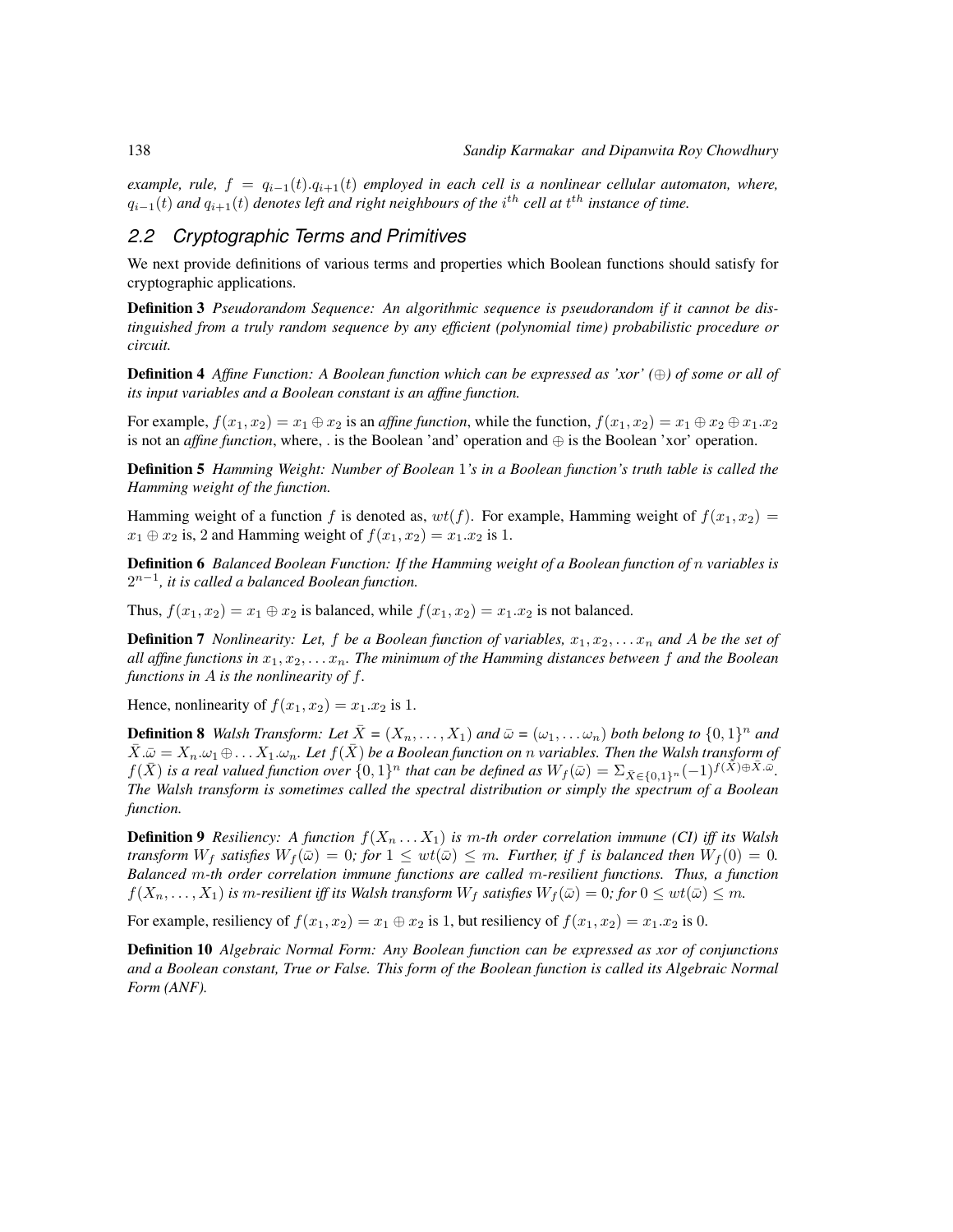*example, rule, $f = q_{i-1}(t).q_{i+1}(t)$ employed in each cell is a nonlinear cellular automaton, where, $q_{i-1}(t)$ and $q_{i+1}(t)$ denotes left and right neighbours of the $i^{th}$ cell at $t^{th}$ instance of time.*

## 2.2 Cryptographic Terms and Primitives

We next provide definitions of various terms and properties which Boolean functions should satisfy for cryptographic applications.

**Definition 3** *Pseudorandom Sequence: An algorithmic sequence is pseudorandom if it cannot be distinguished from a truly random sequence by any efficient (polynomial time) probabilistic procedure or circuit.*

**Definition 4** *Affine Function: A Boolean function which can be expressed as 'xor' ($\oplus$) of some or all of its input variables and a Boolean constant is an affine function.*

For example, $f(x_1, x_2) = x_1 \oplus x_2$ is an *affine function*, while the function, $f(x_1, x_2) = x_1 \oplus x_2 \oplus x_1.x_2$ is not an *affine function*, where, . is the Boolean 'and' operation and $\oplus$ is the Boolean 'xor' operation.

**Definition 5** *Hamming Weight: Number of Boolean $1$'s in a Boolean function's truth table is called the Hamming weight of the function.*

Hamming weight of a function $f$ is denoted as, $wt(f)$. For example, Hamming weight of $f(x_1, x_2) = x_1 \oplus x_2$ is, 2 and Hamming weight of $f(x_1, x_2) = x_1.x_2$ is 1.

**Definition 6** *Balanced Boolean Function: If the Hamming weight of a Boolean function of $n$ variables is $2^{n-1}$, it is called a balanced Boolean function.*

Thus, $f(x_1, x_2) = x_1 \oplus x_2$ is balanced, while $f(x_1, x_2) = x_1.x_2$ is not balanced.

**Definition 7** *Nonlinearity: Let, $f$ be a Boolean function of variables, $x_1, x_2, \ldots x_n$ and $A$ be the set of all affine functions in $x_1, x_2, \ldots x_n$. The minimum of the Hamming distances between $f$ and the Boolean functions in $A$ is the nonlinearity of $f$.*

Hence, nonlinearity of $f(x_1, x_2) = x_1.x_2$ is 1.

**Definition 8** *Walsh Transform: Let $\bar{X} = (X_n, \ldots, X_1)$ and $\bar{\omega} = (\omega_1, \ldots \omega_n)$ both belong to $\{0,1\}^n$ and $\bar{X}.\bar{\omega} = X_n.\omega_1 \oplus \ldots X_1.\omega_n$. Let $f(\bar{X})$ be a Boolean function on $n$ variables. Then the Walsh transform of $f(\bar{X})$ is a real valued function over $\{0,1\}^n$ that can be defined as $W_f(\bar{\omega}) = \Sigma_{\bar{X} \in \{0,1\}^n} (-1)^{f(\bar{X}) \oplus \bar{X}.\bar{\omega}}$. The Walsh transform is sometimes called the spectral distribution or simply the spectrum of a Boolean function.*

**Definition 9** *Resiliency: A function $f(X_n \ldots X_1)$ is $m$-th order correlation immune (CI) iff its Walsh transform $W_f$ satisfies $W_f(\bar{\omega}) = 0$; for $1 \leq wt(\bar{\omega}) \leq m$. Further, if $f$ is balanced then $W_f(0) = 0$. Balanced $m$-th order correlation immune functions are called $m$-resilient functions. Thus, a function $f(X_n, \ldots, X_1)$ is $m$-resilient iff its Walsh transform $W_f$ satisfies $W_f(\bar{\omega}) = 0$; for $0 \leq wt(\bar{\omega}) \leq m$.*

For example, resiliency of $f(x_1, x_2) = x_1 \oplus x_2$ is 1, but resiliency of $f(x_1, x_2) = x_1.x_2$ is 0.

**Definition 10** *Algebraic Normal Form: Any Boolean function can be expressed as xor of conjunctions and a Boolean constant, True or False. This form of the Boolean function is called its Algebraic Normal Form (ANF).*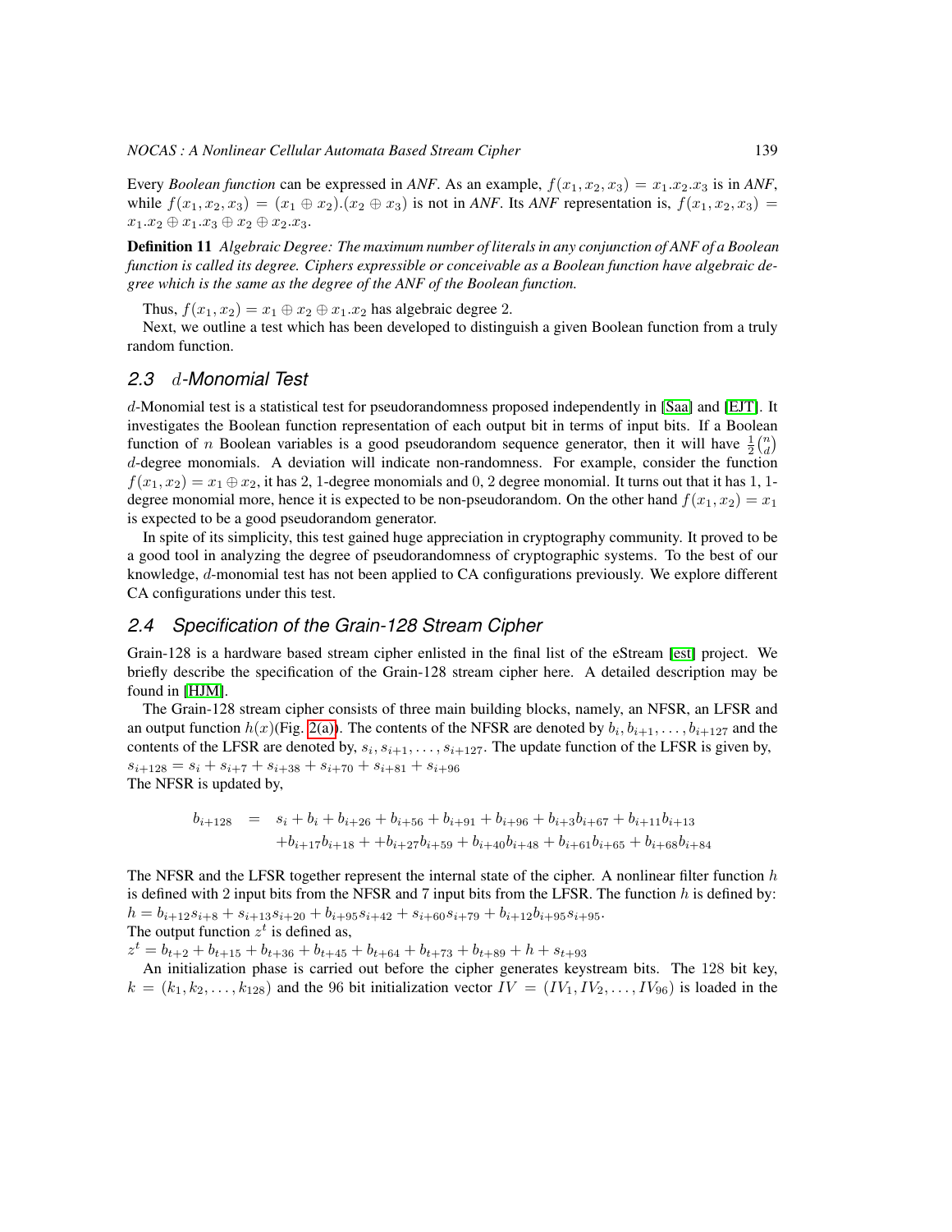Every *Boolean function* can be expressed in *ANF*. As an example, $f(x_1, x_2, x_3) = x_1.x_2.x_3$ is in *ANF*, while $f(x_1, x_2, x_3) = (x_1 \oplus x_2).(x_2 \oplus x_3)$ is not in *ANF*. Its *ANF* representation is, $f(x_1, x_2, x_3) = x_1.x_2 \oplus x_1.x_3 \oplus x_2 \oplus x_2.x_3$.

**Definition 11** *Algebraic Degree: The maximum number of literals in any conjunction of ANF of a Boolean function is called its degree. Ciphers expressible or conceivable as a Boolean function have algebraic degree which is the same as the degree of the ANF of the Boolean function.*

Thus, $f(x_1, x_2) = x_1 \oplus x_2 \oplus x_1.x_2$ has algebraic degree 2.

Next, we outline a test which has been developed to distinguish a given Boolean function from a truly random function.

## 2.3 $d$-Monomial Test

$d$-Monomial test is a statistical test for pseudorandomness proposed independently in [Saa] and [EJT]. It investigates the Boolean function representation of each output bit in terms of input bits. If a Boolean function of $n$ Boolean variables is a good pseudorandom sequence generator, then it will have $\frac{1}{2}\binom{n}{d}$ $d$-degree monomials. A deviation will indicate non-randomness. For example, consider the function $f(x_1, x_2) = x_1 \oplus x_2$, it has 2, 1-degree monomials and 0, 2 degree monomial. It turns out that it has 1, 1-degree monomial more, hence it is expected to be non-pseudorandom. On the other hand $f(x_1, x_2) = x_1$ is expected to be a good pseudorandom generator.

In spite of its simplicity, this test gained huge appreciation in cryptography community. It proved to be a good tool in analyzing the degree of pseudorandomness of cryptographic systems. To the best of our knowledge, $d$-monomial test has not been applied to CA configurations previously. We explore different CA configurations under this test.

## 2.4 Specification of the Grain-128 Stream Cipher

Grain-128 is a hardware based stream cipher enlisted in the final list of the eStream [est] project. We briefly describe the specification of the Grain-128 stream cipher here. A detailed description may be found in [HJM].

The Grain-128 stream cipher consists of three main building blocks, namely, an NFSR, an LFSR and an output function $h(x)$(Fig. 2(a)). The contents of the NFSR are denoted by $b_i, b_{i+1}, \ldots, b_{i+127}$ and the contents of the LFSR are denoted by, $s_i, s_{i+1}, \ldots, s_{i+127}$. The update function of the LFSR is given by, $s_{i+128} = s_i + s_{i+7} + s_{i+38} + s_{i+70} + s_{i+81} + s_{i+96}$

The NFSR is updated by,

$$\begin{aligned} b_{i+128} &= s_i + b_i + b_{i+26} + b_{i+56} + b_{i+91} + b_{i+96} + b_{i+3}b_{i+67} + b_{i+11}b_{i+13} \\ &\quad + b_{i+17}b_{i+18} + + b_{i+27}b_{i+59} + b_{i+40}b_{i+48} + b_{i+61}b_{i+65} + b_{i+68}b_{i+84} \end{aligned}$$

The NFSR and the LFSR together represent the internal state of the cipher. A nonlinear filter function $h$ is defined with 2 input bits from the NFSR and 7 input bits from the LFSR. The function $h$ is defined by: $h = b_{i+12}s_{i+8} + s_{i+13}s_{i+20} + b_{i+95}s_{i+42} + s_{i+60}s_{i+79} + b_{i+12}b_{i+95}s_{i+95}$.

The output function $z^t$ is defined as,

$z^t = b_{t+2} + b_{t+15} + b_{t+36} + b_{t+45} + b_{t+64} + b_{t+73} + b_{t+89} + h + s_{t+93}$

An initialization phase is carried out before the cipher generates keystream bits. The 128 bit key, $k = (k_1, k_2, \ldots, k_{128})$ and the 96 bit initialization vector $IV = (IV_1, IV_2, \ldots, IV_{96})$ is loaded in the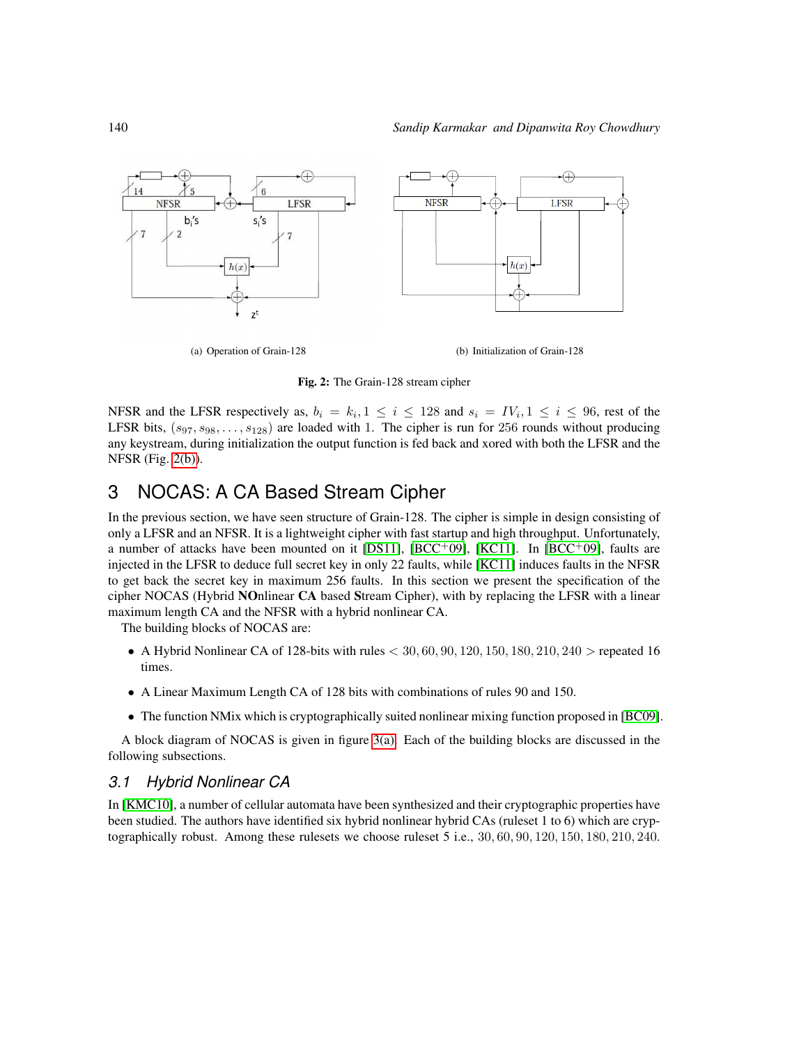(a) Operation of Grain-128

(b) Initialization of Grain-128

**Fig. 2:** The Grain-128 stream cipher

NFSR and the LFSR respectively as, $b_i = k_i, 1 \leq i \leq 128$ and $s_i = IV_i, 1 \leq i \leq 96$, rest of the LFSR bits, $(s_{97}, s_{98}, \ldots, s_{128})$ are loaded with 1. The cipher is run for 256 rounds without producing any keystream, during initialization the output function is fed back and xored with both the LFSR and the NFSR (Fig. 2(b)).

## 3 NOCAS: A CA Based Stream Cipher

In the previous section, we have seen structure of Grain-128. The cipher is simple in design consisting of only a LFSR and an NFSR. It is a lightweight cipher with fast startup and high throughput. Unfortunately, a number of attacks have been mounted on it [DS11], [BCC+09], [KC11]. In [BCC+09], faults are injected in the LFSR to deduce full secret key in only 22 faults, while [KC11] induces faults in the NFSR to get back the secret key in maximum 256 faults. In this section we present the specification of the cipher NOCAS (Hybrid **NO**nlinear **CA** based **S**tream Cipher), with by replacing the LFSR with a linear maximum length CA and the NFSR with a hybrid nonlinear CA.

The building blocks of NOCAS are:

- A Hybrid Nonlinear CA of 128-bits with rules $< 30, 60, 90, 120, 150, 180, 210, 240 >$ repeated 16 times.
- A Linear Maximum Length CA of 128 bits with combinations of rules 90 and 150.
- The function NMix which is cryptographically suited nonlinear mixing function proposed in [BC09].

A block diagram of NOCAS is given in figure 3(a). Each of the building blocks are discussed in the following subsections.

### *3.1 Hybrid Nonlinear CA*

In [KMC10], a number of cellular automata have been synthesized and their cryptographic properties have been studied. The authors have identified six hybrid nonlinear hybrid CAs (ruleset 1 to 6) which are cryptographically robust. Among these rulesets we choose ruleset 5 i.e., $30, 60, 90, 120, 150, 180, 210, 240$.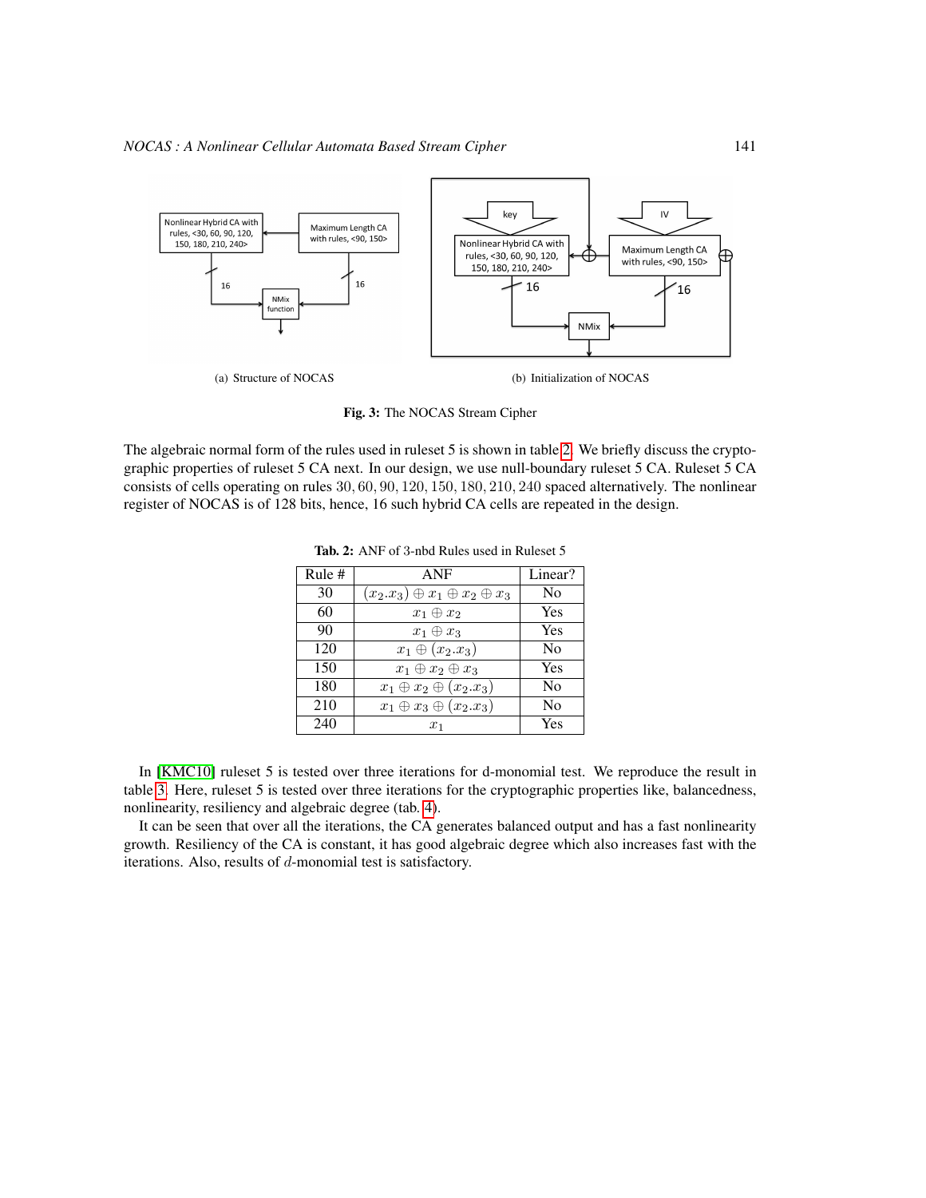(a) Structure of NOCAS

(b) Initialization of NOCAS

**Fig. 3:** The NOCAS Stream Cipher

The algebraic normal form of the rules used in ruleset 5 is shown in table 2. We briefly discuss the cryptographic properties of ruleset 5 CA next. In our design, we use null-boundary ruleset 5 CA. Ruleset 5 CA consists of cells operating on rules $30, 60, 90, 120, 150, 180, 210, 240$ spaced alternatively. The nonlinear register of NOCAS is of 128 bits, hence, 16 such hybrid CA cells are repeated in the design.

**Tab. 2:** ANF of 3-nbd Rules used in Ruleset 5

| Rule # | ANF | Linear? |
|---|---|---|
| 30 | $(x_2.x_3) \oplus x_1 \oplus x_2 \oplus x_3$ | No |
| 60 | $x_1 \oplus x_2$ | Yes |
| 90 | $x_1 \oplus x_3$ | Yes |
| 120 | $x_1 \oplus (x_2.x_3)$ | No |
| 150 | $x_1 \oplus x_2 \oplus x_3$ | Yes |
| 180 | $x_1 \oplus x_2 \oplus (x_2.x_3)$ | No |
| 210 | $x_1 \oplus x_3 \oplus (x_2.x_3)$ | No |
| 240 | $x_1$ | Yes |

In [KMC10] ruleset 5 is tested over three iterations for d-monomial test. We reproduce the result in table 3. Here, ruleset 5 is tested over three iterations for the cryptographic properties like, balancedness, nonlinearity, resiliency and algebraic degree (tab. 4).

It can be seen that over all the iterations, the CA generates balanced output and has a fast nonlinearity growth. Resiliency of the CA is constant, it has good algebraic degree which also increases fast with the iterations. Also, results of $d$-monomial test is satisfactory.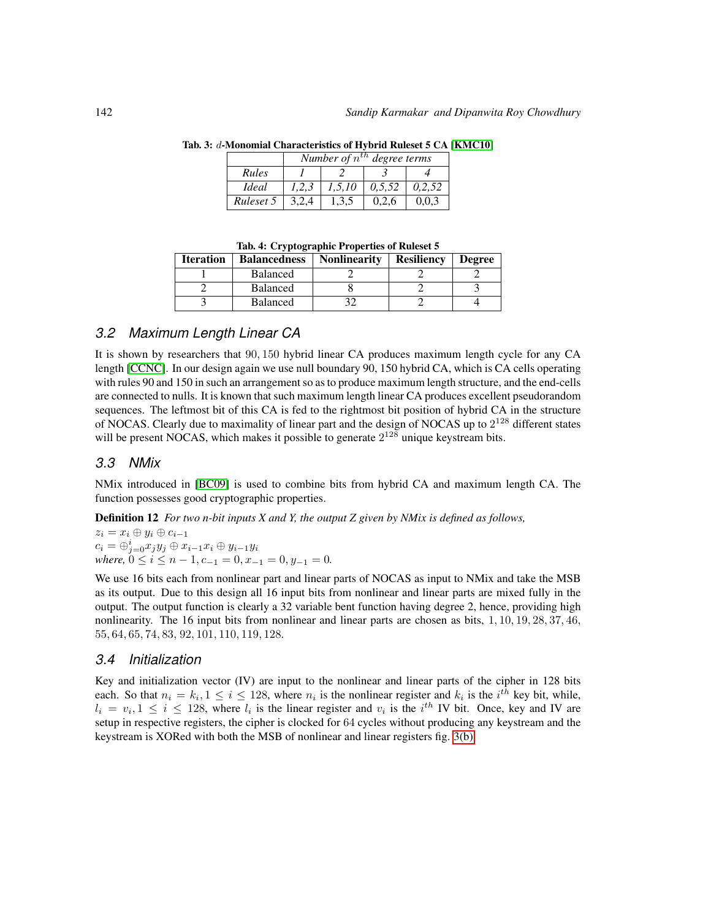**Tab. 3: $d$-Monomial Characteristics of Hybrid Ruleset 5 CA [KMC10]**

| | *Number of $n^{th}$ degree terms* | | | |
|---|---|---|---|---|
| *Rules* | *1* | *2* | *3* | *4* |
| *Ideal* | *1,2,3* | *1,5,10* | *0,5,52* | *0,2,52* |
| *Ruleset 5* | 3,2,4 | 1,3,5 | 0,2,6 | 0,0,3 |

**Tab. 4: Cryptographic Properties of Ruleset 5**

| Iteration | Balancedness | Nonlinearity | Resiliency | Degree |
|---|---|---|---|---|
| 1 | Balanced | 2 | 2 | 2 |
| 2 | Balanced | 8 | 2 | 3 |
| 3 | Balanced | 32 | 2 | 4 |

## 3.2 Maximum Length Linear CA

It is shown by researchers that $90, 150$ hybrid linear CA produces maximum length cycle for any CA length [CCNC]. In our design again we use null boundary 90, 150 hybrid CA, which is CA cells operating with rules 90 and 150 in such an arrangement so as to produce maximum length structure, and the end-cells are connected to nulls. It is known that such maximum length linear CA produces excellent pseudorandom sequences. The leftmost bit of this CA is fed to the rightmost bit position of hybrid CA in the structure of NOCAS. Clearly due to maximality of linear part and the design of NOCAS up to $2^{128}$ different states will be present NOCAS, which makes it possible to generate $2^{128}$ unique keystream bits.

## 3.3 NMix

NMix introduced in [BC09] is used to combine bits from hybrid CA and maximum length CA. The function possesses good cryptographic properties.

**Definition 12** *For two n-bit inputs X and Y, the output Z given by NMix is defined as follows,*
$z_i = x_i \oplus y_i \oplus c_{i-1}$
$c_i = \oplus_{j=0}^{i} x_j y_j \oplus x_{i-1} x_i \oplus y_{i-1} y_i$
*where,* $0 \leq i \leq n-1, c_{-1} = 0, x_{-1} = 0, y_{-1} = 0$.

We use 16 bits each from nonlinear part and linear parts of NOCAS as input to NMix and take the MSB as its output. Due to this design all 16 input bits from nonlinear and linear parts are mixed fully in the output. The output function is clearly a 32 variable bent function having degree 2, hence, providing high nonlinearity. The 16 input bits from nonlinear and linear parts are chosen as bits, $1, 10, 19, 28, 37, 46, 55, 64, 65, 74, 83, 92, 101, 110, 119, 128$.

## 3.4 Initialization

Key and initialization vector (IV) are input to the nonlinear and linear parts of the cipher in 128 bits each. So that $n_i = k_i, 1 \leq i \leq 128$, where $n_i$ is the nonlinear register and $k_i$ is the $i^{th}$ key bit, while, $l_i = v_i, 1 \leq i \leq 128$, where $l_i$ is the linear register and $v_i$ is the $i^{th}$ IV bit. Once, key and IV are setup in respective registers, the cipher is clocked for $64$ cycles without producing any keystream and the keystream is XORed with both the MSB of nonlinear and linear registers fig. 3(b).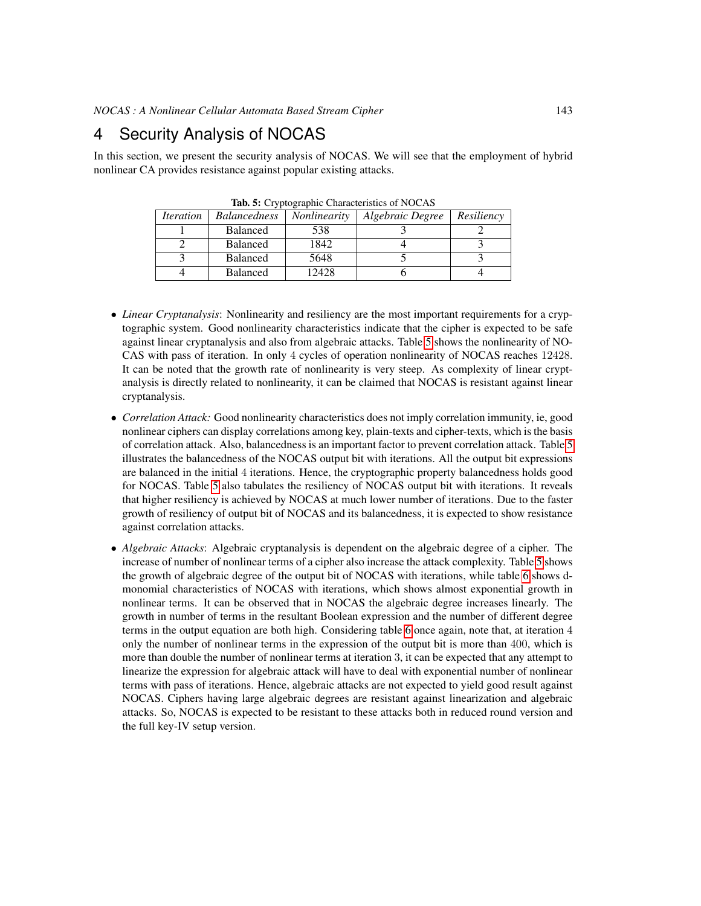## 4 Security Analysis of NOCAS

In this section, we present the security analysis of NOCAS. We will see that the employment of hybrid nonlinear CA provides resistance against popular existing attacks.

**Tab. 5:** Cryptographic Characteristics of NOCAS

| *Iteration* | *Balancedness* | *Nonlinearity* | *Algebraic Degree* | *Resiliency* |
|---|---|---|---|---|
| 1 | Balanced | 538 | 3 | 2 |
| 2 | Balanced | 1842 | 4 | 3 |
| 3 | Balanced | 5648 | 5 | 3 |
| 4 | Balanced | 12428 | 6 | 4 |

- *Linear Cryptanalysis*: Nonlinearity and resiliency are the most important requirements for a cryptographic system. Good nonlinearity characteristics indicate that the cipher is expected to be safe against linear cryptanalysis and also from algebraic attacks. Table 5 shows the nonlinearity of NOCAS with pass of iteration. In only $4$ cycles of operation nonlinearity of NOCAS reaches $12428$. It can be noted that the growth rate of nonlinearity is very steep. As complexity of linear cryptanalysis is directly related to nonlinearity, it can be claimed that NOCAS is resistant against linear cryptanalysis.

- *Correlation Attack:* Good nonlinearity characteristics does not imply correlation immunity, ie, good nonlinear ciphers can display correlations among key, plain-texts and cipher-texts, which is the basis of correlation attack. Also, balancedness is an important factor to prevent correlation attack. Table 5 illustrates the balancedness of the NOCAS output bit with iterations. All the output bit expressions are balanced in the initial $4$ iterations. Hence, the cryptographic property balancedness holds good for NOCAS. Table 5 also tabulates the resiliency of NOCAS output bit with iterations. It reveals that higher resiliency is achieved by NOCAS at much lower number of iterations. Due to the faster growth of resiliency of output bit of NOCAS and its balancedness, it is expected to show resistance against correlation attacks.

- *Algebraic Attacks*: Algebraic cryptanalysis is dependent on the algebraic degree of a cipher. The increase of number of nonlinear terms of a cipher also increase the attack complexity. Table 5 shows the growth of algebraic degree of the output bit of NOCAS with iterations, while table 6 shows d-monomial characteristics of NOCAS with iterations, which shows almost exponential growth in nonlinear terms. It can be observed that in NOCAS the algebraic degree increases linearly. The growth in number of terms in the resultant Boolean expression and the number of different degree terms in the output equation are both high. Considering table 6 once again, note that, at iteration $4$ only the number of nonlinear terms in the expression of the output bit is more than $400$, which is more than double the number of nonlinear terms at iteration $3$, it can be expected that any attempt to linearize the expression for algebraic attack will have to deal with exponential number of nonlinear terms with pass of iterations. Hence, algebraic attacks are not expected to yield good result against NOCAS. Ciphers having large algebraic degrees are resistant against linearization and algebraic attacks. So, NOCAS is expected to be resistant to these attacks both in reduced round version and the full key-IV setup version.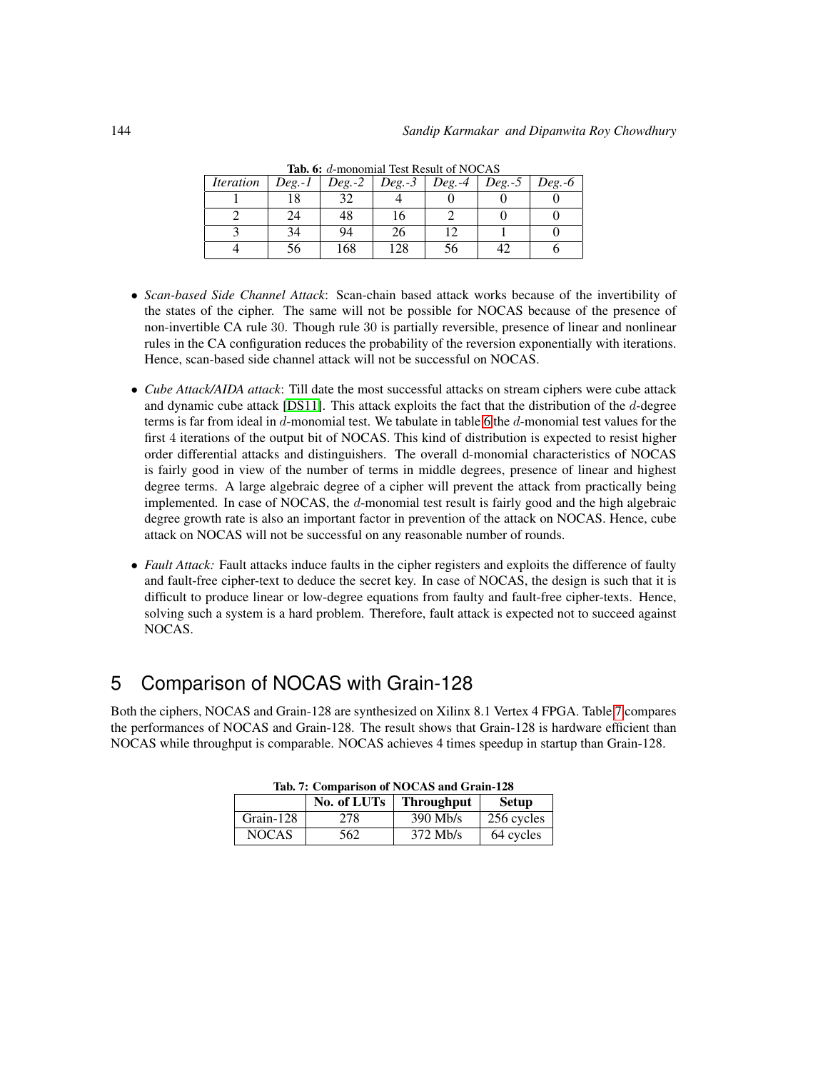**Tab. 6:** $d$-monomial Test Result of NOCAS

| *Iteration* | *Deg.-1* | *Deg.-2* | *Deg.-3* | *Deg.-4* | *Deg.-5* | *Deg.-6* |
|---|---|---|---|---|---|---|
| 1 | 18 | 32 | 4 | 0 | 0 | 0 |
| 2 | 24 | 48 | 16 | 2 | 0 | 0 |
| 3 | 34 | 94 | 26 | 12 | 1 | 0 |
| 4 | 56 | 168 | 128 | 56 | 42 | 6 |

- *Scan-based Side Channel Attack*: Scan-chain based attack works because of the invertibility of the states of the cipher. The same will not be possible for NOCAS because of the presence of non-invertible CA rule $30$. Though rule $30$ is partially reversible, presence of linear and nonlinear rules in the CA configuration reduces the probability of the reversion exponentially with iterations. Hence, scan-based side channel attack will not be successful on NOCAS.
- *Cube Attack/AIDA attack*: Till date the most successful attacks on stream ciphers were cube attack and dynamic cube attack [DS11]. This attack exploits the fact that the distribution of the $d$-degree terms is far from ideal in $d$-monomial test. We tabulate in table 6 the $d$-monomial test values for the first $4$ iterations of the output bit of NOCAS. This kind of distribution is expected to resist higher order differential attacks and distinguishers. The overall d-monomial characteristics of NOCAS is fairly good in view of the number of terms in middle degrees, presence of linear and highest degree terms. A large algebraic degree of a cipher will prevent the attack from practically being implemented. In case of NOCAS, the $d$-monomial test result is fairly good and the high algebraic degree growth rate is also an important factor in prevention of the attack on NOCAS. Hence, cube attack on NOCAS will not be successful on any reasonable number of rounds.
- *Fault Attack:* Fault attacks induce faults in the cipher registers and exploits the difference of faulty and fault-free cipher-text to deduce the secret key. In case of NOCAS, the design is such that it is difficult to produce linear or low-degree equations from faulty and fault-free cipher-texts. Hence, solving such a system is a hard problem. Therefore, fault attack is expected not to succeed against NOCAS.

# 5 Comparison of NOCAS with Grain-128

Both the ciphers, NOCAS and Grain-128 are synthesized on Xilinx 8.1 Vertex 4 FPGA. Table 7 compares the performances of NOCAS and Grain-128. The result shows that Grain-128 is hardware efficient than NOCAS while throughput is comparable. NOCAS achieves 4 times speedup in startup than Grain-128.

**Tab. 7: Comparison of NOCAS and Grain-128**

| | **No. of LUTs** | **Throughput** | **Setup** |
|---|---|---|---|
| Grain-128 | 278 | 390 Mb/s | 256 cycles |
| NOCAS | 562 | 372 Mb/s | 64 cycles |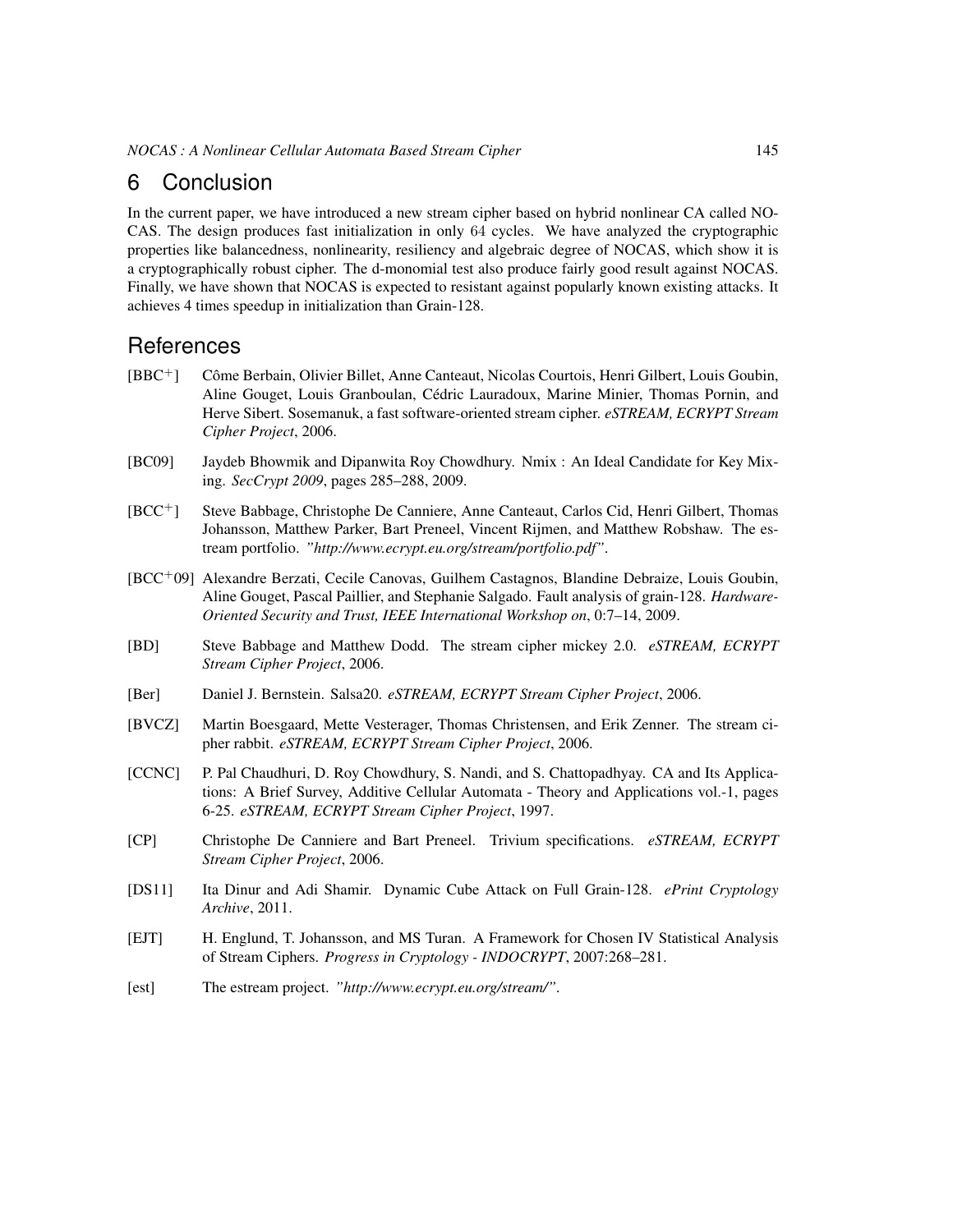## 6 Conclusion

In the current paper, we have introduced a new stream cipher based on hybrid nonlinear CA called NOCAS. The design produces fast initialization in only 64 cycles. We have analyzed the cryptographic properties like balancedness, nonlinearity, resiliency and algebraic degree of NOCAS, which show it is a cryptographically robust cipher. The d-monomial test also produce fairly good result against NOCAS. Finally, we have shown that NOCAS is expected to resistant against popularly known existing attacks. It achieves 4 times speedup in initialization than Grain-128.

## References

[BBC+] Côme Berbain, Olivier Billet, Anne Canteaut, Nicolas Courtois, Henri Gilbert, Louis Goubin, Aline Gouget, Louis Granboulan, Cédric Lauradoux, Marine Minier, Thomas Pornin, and Herve Sibert. Sosemanuk, a fast software-oriented stream cipher. *eSTREAM, ECRYPT Stream Cipher Project*, 2006.

[BC09] Jaydeb Bhowmik and Dipanwita Roy Chowdhury. Nmix : An Ideal Candidate for Key Mixing. *SecCrypt 2009*, pages 285–288, 2009.

[BCC+] Steve Babbage, Christophe De Canniere, Anne Canteaut, Carlos Cid, Henri Gilbert, Thomas Johansson, Matthew Parker, Bart Preneel, Vincent Rijmen, and Matthew Robshaw. The estream portfolio. *"http://www.ecrypt.eu.org/stream/portfolio.pdf"*.

[BCC+09] Alexandre Berzati, Cecile Canovas, Guilhem Castagnos, Blandine Debraize, Louis Goubin, Aline Gouget, Pascal Paillier, and Stephanie Salgado. Fault analysis of grain-128. *Hardware-Oriented Security and Trust, IEEE International Workshop on*, 0:7–14, 2009.

[BD] Steve Babbage and Matthew Dodd. The stream cipher mickey 2.0. *eSTREAM, ECRYPT Stream Cipher Project*, 2006.

[Ber] Daniel J. Bernstein. Salsa20. *eSTREAM, ECRYPT Stream Cipher Project*, 2006.

[BVCZ] Martin Boesgaard, Mette Vesterager, Thomas Christensen, and Erik Zenner. The stream cipher rabbit. *eSTREAM, ECRYPT Stream Cipher Project*, 2006.

[CCNC] P. Pal Chaudhuri, D. Roy Chowdhury, S. Nandi, and S. Chattopadhyay. CA and Its Applications: A Brief Survey, Additive Cellular Automata - Theory and Applications vol.-1, pages 6-25. *eSTREAM, ECRYPT Stream Cipher Project*, 1997.

[CP] Christophe De Canniere and Bart Preneel. Trivium specifications. *eSTREAM, ECRYPT Stream Cipher Project*, 2006.

[DS11] Ita Dinur and Adi Shamir. Dynamic Cube Attack on Full Grain-128. *ePrint Cryptology Archive*, 2011.

[EJT] H. Englund, T. Johansson, and MS Turan. A Framework for Chosen IV Statistical Analysis of Stream Ciphers. *Progress in Cryptology - INDOCRYPT*, 2007:268–281.

[est] The estream project. *"http://www.ecrypt.eu.org/stream/"*.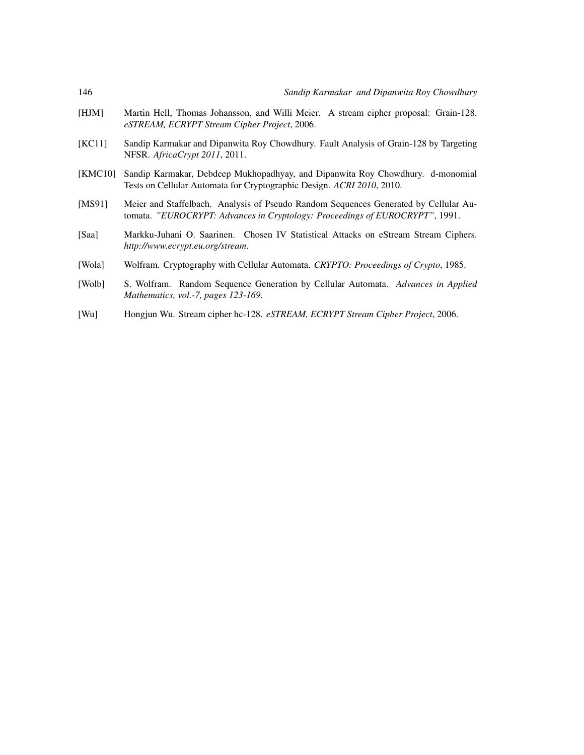[HJM] Martin Hell, Thomas Johansson, and Willi Meier. A stream cipher proposal: Grain-128. *eSTREAM, ECRYPT Stream Cipher Project*, 2006.

[KC11] Sandip Karmakar and Dipanwita Roy Chowdhury. Fault Analysis of Grain-128 by Targeting NFSR. *AfricaCrypt 2011*, 2011.

[KMC10] Sandip Karmakar, Debdeep Mukhopadhyay, and Dipanwita Roy Chowdhury. d-monomial Tests on Cellular Automata for Cryptographic Design. *ACRI 2010*, 2010.

[MS91] Meier and Staffelbach. Analysis of Pseudo Random Sequences Generated by Cellular Automata. *"EUROCRYPT: Advances in Cryptology: Proceedings of EUROCRYPT"*, 1991.

[Saa] Markku-Juhani O. Saarinen. Chosen IV Statistical Attacks on eStream Stream Ciphers. *http://www.ecrypt.eu.org/stream*.

[Wola] Wolfram. Cryptography with Cellular Automata. *CRYPTO: Proceedings of Crypto*, 1985.

[Wolb] S. Wolfram. Random Sequence Generation by Cellular Automata. *Advances in Applied Mathematics, vol.-7, pages 123-169*.

[Wu] Hongjun Wu. Stream cipher hc-128. *eSTREAM, ECRYPT Stream Cipher Project*, 2006.